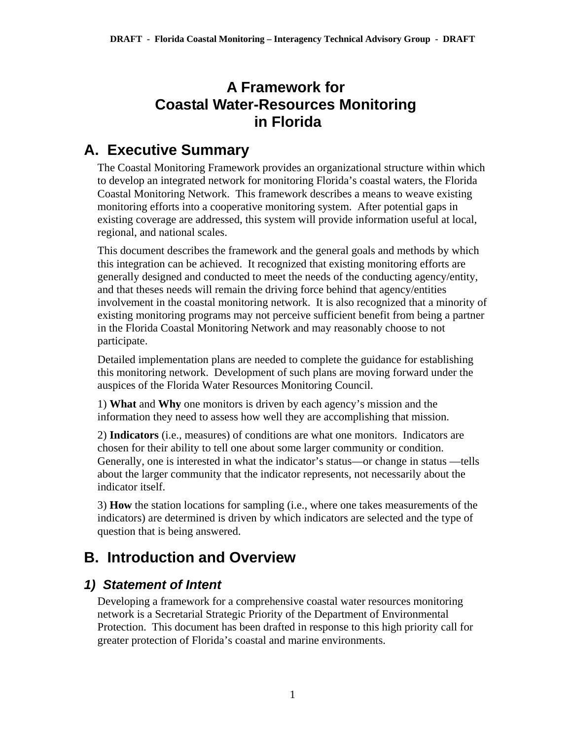# A Framework for Coastal Water-Resources Monitoring in Florida

## A. Executive Summary

The Coastal Monitoring Framework provides an organizational structure within which to develop an integrated network for monitoring Florida's coastal waters, the Florida Coastal Monitoring Network. This framework describes a means to weave existing monitoring efforts into a cooperative monitoring system. After potential gaps in existing coverage are addressed, this system will provide information useful at local, regional, and national scales.

This document describes the framework and the general goals and methods by which this integration can be achieved. It recognized that existing monitoring efforts are generally designed and conducted to meet the needs of the conducting agency/entity, and that theses needs will remain the driving force behind that agency/entities involvement in the coastal monitoring network. It is also recognized that a minority of existing monitoring programs may not perceive sufficient benefit from being a partner in the Florida Coastal Monitoring Network and may reasonably choose to not participate.

Detailed implementation plans are needed to complete the guidance for establishing this monitoring network. Development of such plans are moving forward under the auspices of the Florida Water Resources Monitoring Council.

1) **What** and **Why** one monitors is driven by each agency's mission and the information they need to assess how well they are accomplishing that mission.

2) **Indicators** (i.e., measures) of conditions are what one monitors. Indicators are chosen for their ability to tell one about some larger community or condition. Generally, one is interested in what the indicator's status—or change in status —tells about the larger community that the indicator represents, not necessarily about the indicator itself.

3) **How** the station locations for sampling (i.e., where one takes measurements of the indicators) are determined is driven by which indicators are selected and the type of question that is being answered.

## B. Introduction and Overview

### *1) Statement of Intent*

Developing a framework for a comprehensive coastal water resources monitoring network is a Secretarial Strategic Priority of the Department of Environmental Protection. This document has been drafted in response to this high priority call for greater protection of Florida's coastal and marine environments.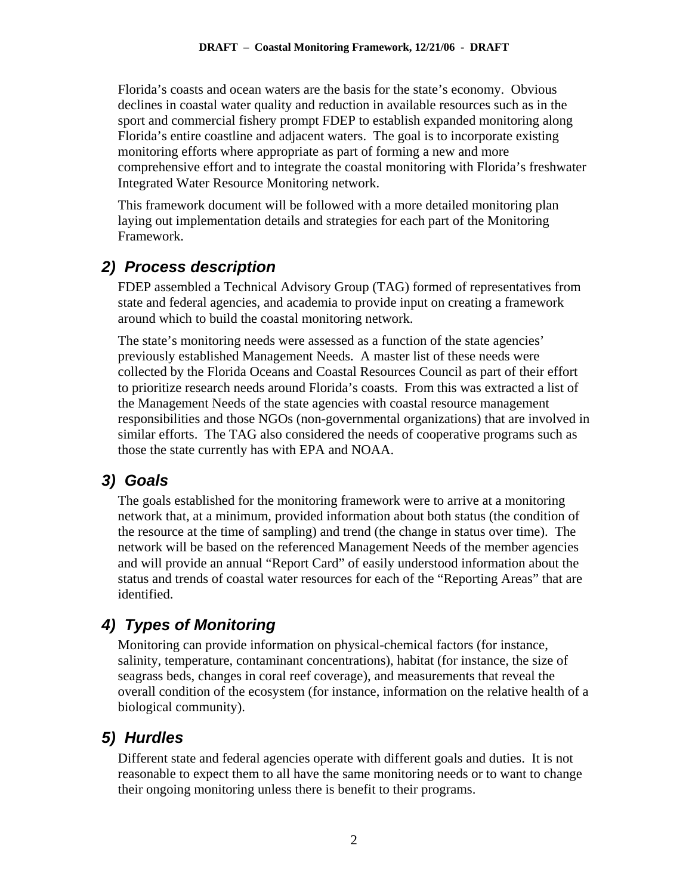Florida's coasts and ocean waters are the basis for the state's economy. Obvious declines in coastal water quality and reduction in available resources such as in the sport and commercial fishery prompt FDEP to establish expanded monitoring along Florida's entire coastline and adjacent waters. The goal is to incorporate existing monitoring efforts where appropriate as part of forming a new and more comprehensive effort and to integrate the coastal monitoring with Florida's freshwater Integrated Water Resource Monitoring network.

This framework document will be followed with a more detailed monitoring plan laying out implementation details and strategies for each part of the Monitoring Framework.

## *2) Process description*

FDEP assembled a Technical Advisory Group (TAG) formed of representatives from state and federal agencies, and academia to provide input on creating a framework around which to build the coastal monitoring network.

The state's monitoring needs were assessed as a function of the state agencies' previously established Management Needs. A master list of these needs were collected by the Florida Oceans and Coastal Resources Council as part of their effort to prioritize research needs around Florida's coasts. From this was extracted a list of the Management Needs of the state agencies with coastal resource management responsibilities and those NGOs (non-governmental organizations) that are involved in similar efforts. The TAG also considered the needs of cooperative programs such as those the state currently has with EPA and NOAA.

## *3) Goals*

The goals established for the monitoring framework were to arrive at a monitoring network that, at a minimum, provided information about both status (the condition of the resource at the time of sampling) and trend (the change in status over time). The network will be based on the referenced Management Needs of the member agencies and will provide an annual "Report Card" of easily understood information about the status and trends of coastal water resources for each of the "Reporting Areas" that are identified.

## *4) Types of Monitoring*

Monitoring can provide information on physical-chemical factors (for instance, salinity, temperature, contaminant concentrations), habitat (for instance, the size of seagrass beds, changes in coral reef coverage), and measurements that reveal the overall condition of the ecosystem (for instance, information on the relative health of a biological community).

## *5) Hurdles*

Different state and federal agencies operate with different goals and duties. It is not reasonable to expect them to all have the same monitoring needs or to want to change their ongoing monitoring unless there is benefit to their programs.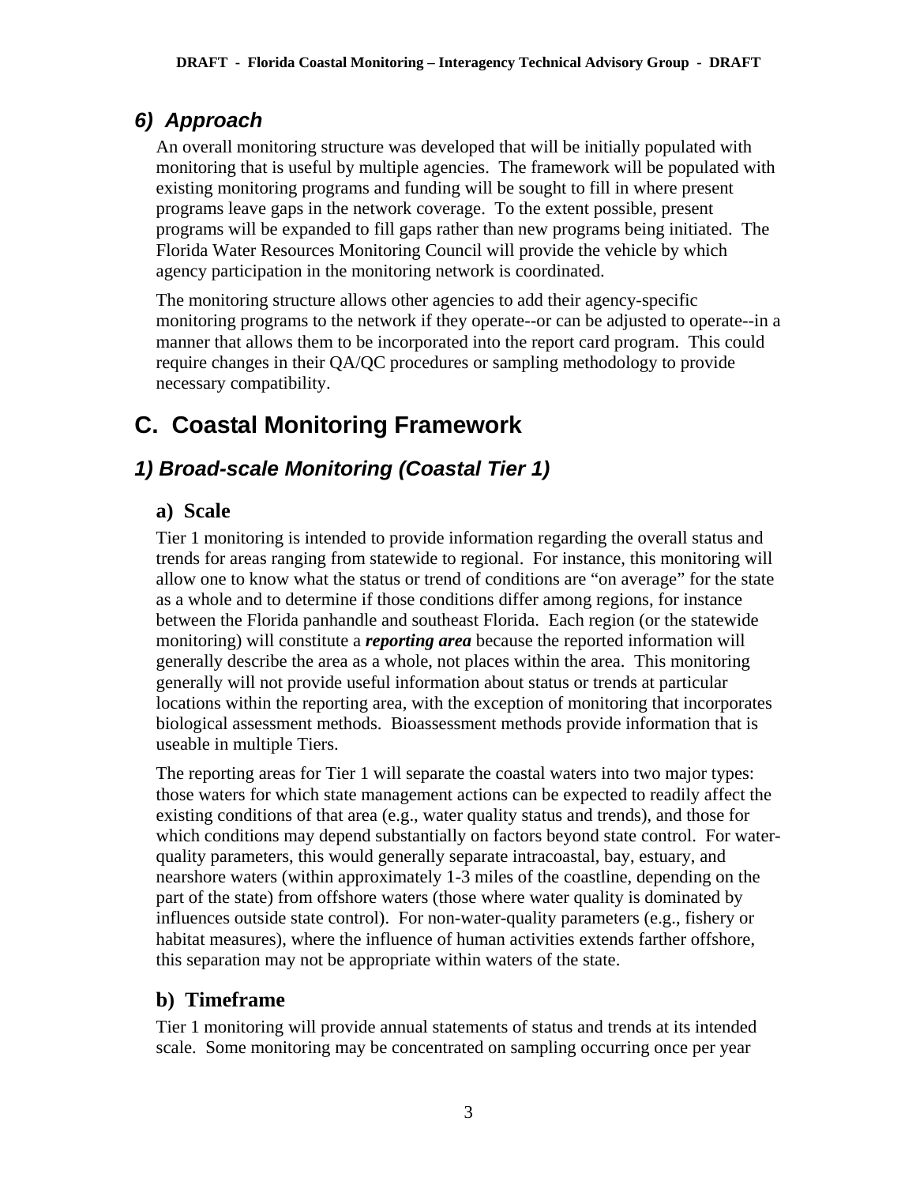### 6) Approach

An overall monitoring structure was developed that will be initially populated with monitoring that is useful by multiple agencies. The framework will be populated with existing monitoring programs and funding will be sought to fill in where present programs leave gaps in the network coverage. To the extent possible, present programs will be expanded to fill gaps rather than new programs being initiated. The Florida Water Resources Monitoring Council will provide the vehicle by which agency participation in the monitoring network is coordinated.

The monitoring structure allows other agencies to add their agency-specific monitoring programs to the network if they operate--or can be adjusted to operate--in a manner that allows them to be incorporated into the report card program. This could require changes in their QA/QC procedures or sampling methodology to provide necessary compatibility.

## C. Coastal Monitoring Framework

### 1) Broad-scale Monitoring (Coastal Tier 1)

#### a) Scale

Tier 1 monitoring is intended to provide information regarding the overall status and trends for areas ranging from statewide to regional. For instance, this monitoring will allow one to know what the status or trend of conditions are "on average" for the state as a whole and to determine if those conditions differ among regions, for instance between the Florida panhandle and southeast Florida. Each region (or the statewide monitoring) will constitute a ***reporting area*** because the reported information will generally describe the area as a whole, not places within the area. This monitoring generally will not provide useful information about status or trends at particular locations within the reporting area, with the exception of monitoring that incorporates biological assessment methods. Bioassessment methods provide information that is useable in multiple Tiers.

The reporting areas for Tier 1 will separate the coastal waters into two major types: those waters for which state management actions can be expected to readily affect the existing conditions of that area (e.g., water quality status and trends), and those for which conditions may depend substantially on factors beyond state control. For water-quality parameters, this would generally separate intracoastal, bay, estuary, and nearshore waters (within approximately 1-3 miles of the coastline, depending on the part of the state) from offshore waters (those where water quality is dominated by influences outside state control). For non-water-quality parameters (e.g., fishery or habitat measures), where the influence of human activities extends farther offshore, this separation may not be appropriate within waters of the state.

#### b) Timeframe

Tier 1 monitoring will provide annual statements of status and trends at its intended scale. Some monitoring may be concentrated on sampling occurring once per year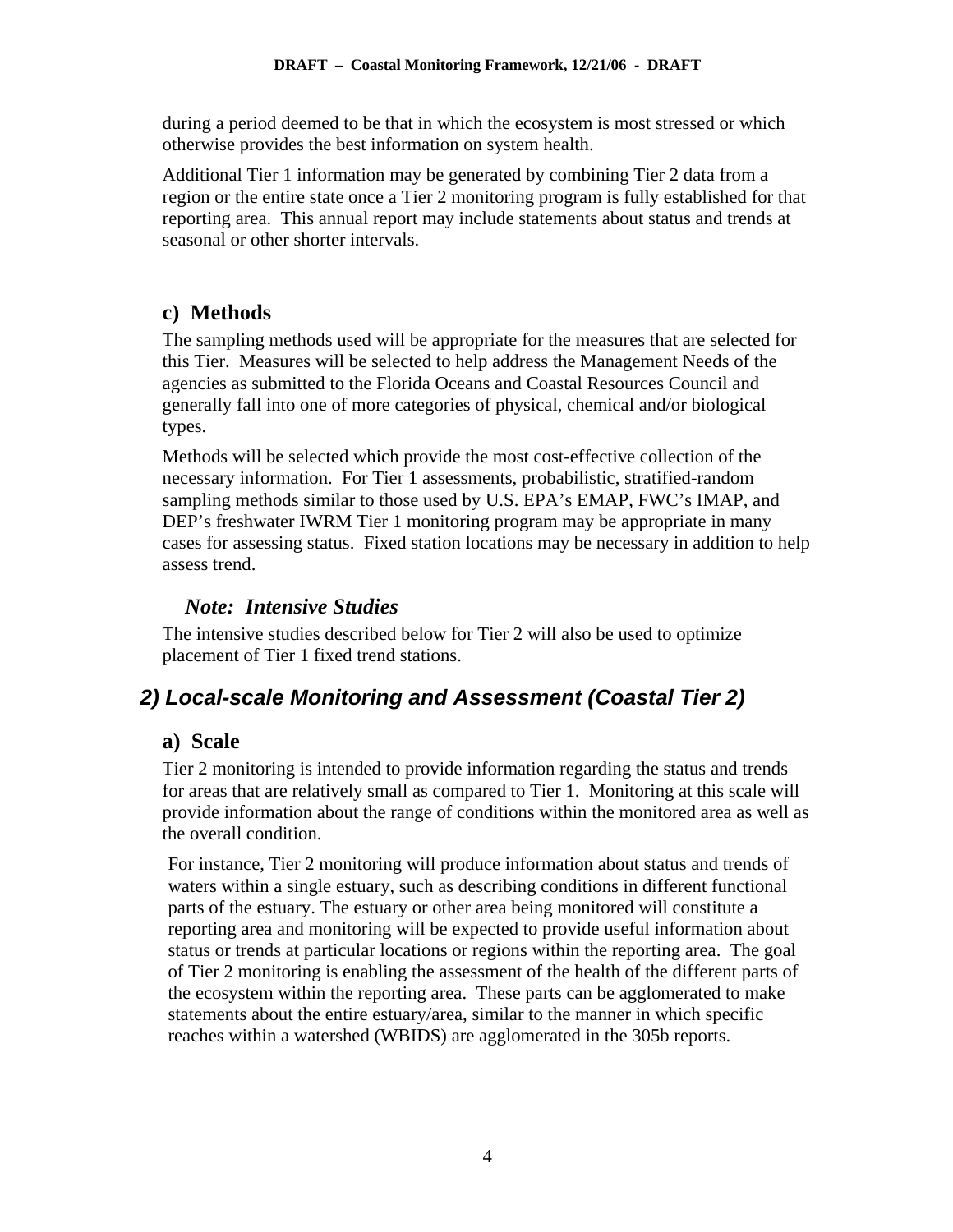during a period deemed to be that in which the ecosystem is most stressed or which otherwise provides the best information on system health.

Additional Tier 1 information may be generated by combining Tier 2 data from a region or the entire state once a Tier 2 monitoring program is fully established for that reporting area. This annual report may include statements about status and trends at seasonal or other shorter intervals.

### c) Methods

The sampling methods used will be appropriate for the measures that are selected for this Tier. Measures will be selected to help address the Management Needs of the agencies as submitted to the Florida Oceans and Coastal Resources Council and generally fall into one of more categories of physical, chemical and/or biological types.

Methods will be selected which provide the most cost-effective collection of the necessary information. For Tier 1 assessments, probabilistic, stratified-random sampling methods similar to those used by U.S. EPA's EMAP, FWC's IMAP, and DEP's freshwater IWRM Tier 1 monitoring program may be appropriate in many cases for assessing status. Fixed station locations may be necessary in addition to help assess trend.

#### *Note: Intensive Studies*

The intensive studies described below for Tier 2 will also be used to optimize placement of Tier 1 fixed trend stations.

## *2) Local-scale Monitoring and Assessment (Coastal Tier 2)*

### a) Scale

Tier 2 monitoring is intended to provide information regarding the status and trends for areas that are relatively small as compared to Tier 1. Monitoring at this scale will provide information about the range of conditions within the monitored area as well as the overall condition.

For instance, Tier 2 monitoring will produce information about status and trends of waters within a single estuary, such as describing conditions in different functional parts of the estuary. The estuary or other area being monitored will constitute a reporting area and monitoring will be expected to provide useful information about status or trends at particular locations or regions within the reporting area. The goal of Tier 2 monitoring is enabling the assessment of the health of the different parts of the ecosystem within the reporting area. These parts can be agglomerated to make statements about the entire estuary/area, similar to the manner in which specific reaches within a watershed (WBIDS) are agglomerated in the 305b reports.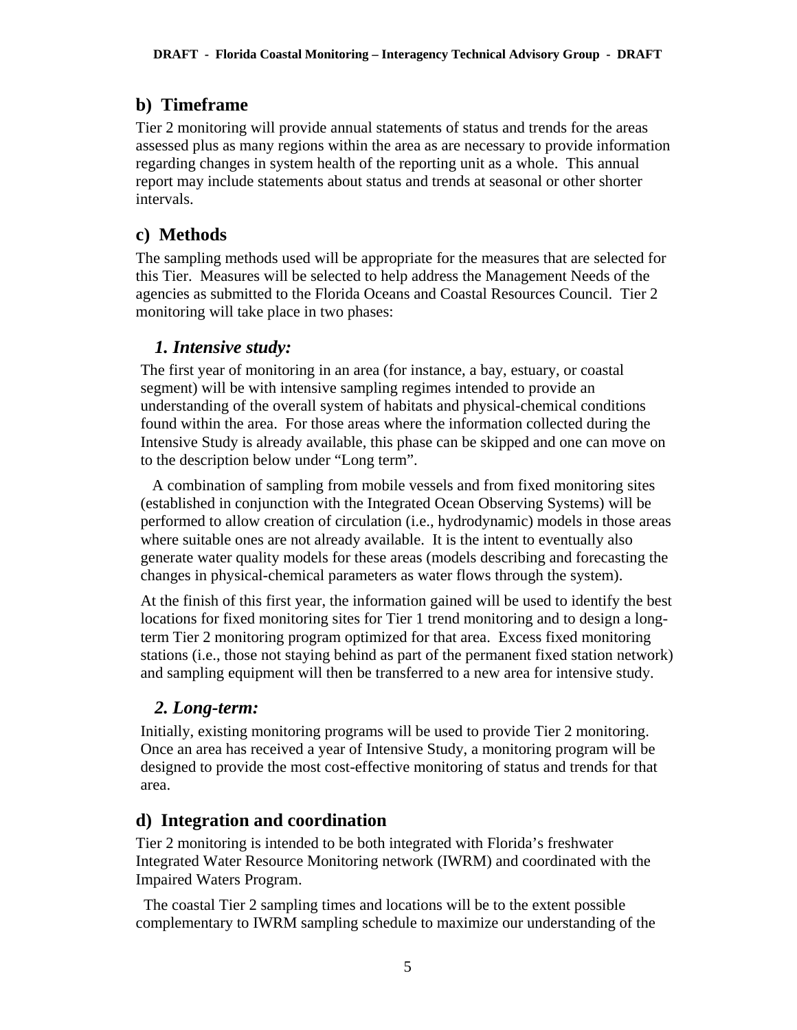## b) Timeframe

Tier 2 monitoring will provide annual statements of status and trends for the areas assessed plus as many regions within the area as are necessary to provide information regarding changes in system health of the reporting unit as a whole. This annual report may include statements about status and trends at seasonal or other shorter intervals.

## c) Methods

The sampling methods used will be appropriate for the measures that are selected for this Tier. Measures will be selected to help address the Management Needs of the agencies as submitted to the Florida Oceans and Coastal Resources Council. Tier 2 monitoring will take place in two phases:

### *1. Intensive study:*

The first year of monitoring in an area (for instance, a bay, estuary, or coastal segment) will be with intensive sampling regimes intended to provide an understanding of the overall system of habitats and physical-chemical conditions found within the area. For those areas where the information collected during the Intensive Study is already available, this phase can be skipped and one can move on to the description below under "Long term".

A combination of sampling from mobile vessels and from fixed monitoring sites (established in conjunction with the Integrated Ocean Observing Systems) will be performed to allow creation of circulation (i.e., hydrodynamic) models in those areas where suitable ones are not already available. It is the intent to eventually also generate water quality models for these areas (models describing and forecasting the changes in physical-chemical parameters as water flows through the system).

At the finish of this first year, the information gained will be used to identify the best locations for fixed monitoring sites for Tier 1 trend monitoring and to design a long-term Tier 2 monitoring program optimized for that area. Excess fixed monitoring stations (i.e., those not staying behind as part of the permanent fixed station network) and sampling equipment will then be transferred to a new area for intensive study.

### *2. Long-term:*

Initially, existing monitoring programs will be used to provide Tier 2 monitoring. Once an area has received a year of Intensive Study, a monitoring program will be designed to provide the most cost-effective monitoring of status and trends for that area.

## d) Integration and coordination

Tier 2 monitoring is intended to be both integrated with Florida's freshwater Integrated Water Resource Monitoring network (IWRM) and coordinated with the Impaired Waters Program.

The coastal Tier 2 sampling times and locations will be to the extent possible complementary to IWRM sampling schedule to maximize our understanding of the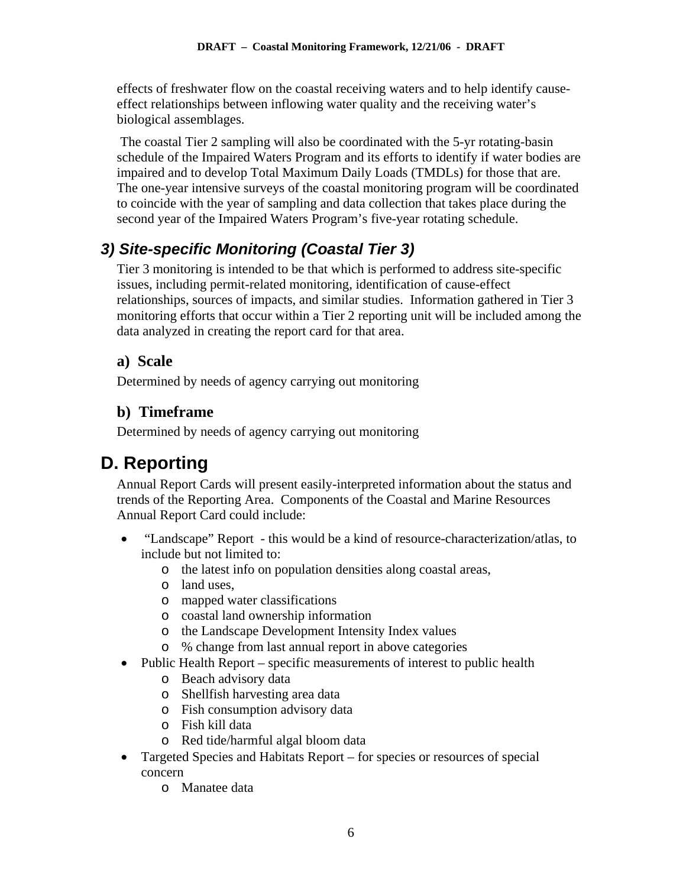effects of freshwater flow on the coastal receiving waters and to help identify cause-effect relationships between inflowing water quality and the receiving water's biological assemblages.

The coastal Tier 2 sampling will also be coordinated with the 5-yr rotating-basin schedule of the Impaired Waters Program and its efforts to identify if water bodies are impaired and to develop Total Maximum Daily Loads (TMDLs) for those that are. The one-year intensive surveys of the coastal monitoring program will be coordinated to coincide with the year of sampling and data collection that takes place during the second year of the Impaired Waters Program's five-year rotating schedule.

### *3) Site-specific Monitoring (Coastal Tier 3)*

Tier 3 monitoring is intended to be that which is performed to address site-specific issues, including permit-related monitoring, identification of cause-effect relationships, sources of impacts, and similar studies. Information gathered in Tier 3 monitoring efforts that occur within a Tier 2 reporting unit will be included among the data analyzed in creating the report card for that area.

#### a) Scale

Determined by needs of agency carrying out monitoring

#### b) Timeframe

Determined by needs of agency carrying out monitoring

## D. Reporting

Annual Report Cards will present easily-interpreted information about the status and trends of the Reporting Area. Components of the Coastal and Marine Resources Annual Report Card could include:

- "Landscape" Report - this would be a kind of resource-characterization/atlas, to include but not limited to:
  - the latest info on population densities along coastal areas,
  - land uses,
  - mapped water classifications
  - coastal land ownership information
  - the Landscape Development Intensity Index values
  - % change from last annual report in above categories
- Public Health Report – specific measurements of interest to public health
  - Beach advisory data
  - Shellfish harvesting area data
  - Fish consumption advisory data
  - Fish kill data
  - Red tide/harmful algal bloom data
- Targeted Species and Habitats Report – for species or resources of special concern
  - Manatee data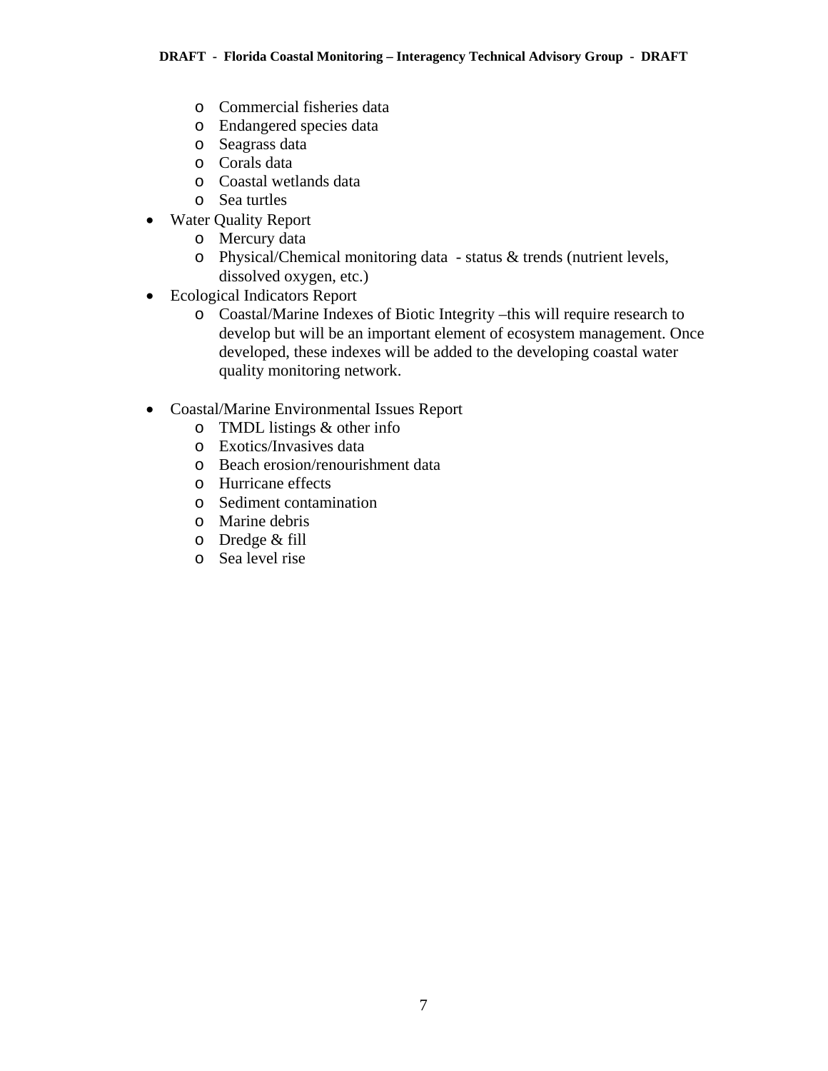- Commercial fisheries data
    - Endangered species data
    - Seagrass data
    - Corals data
    - Coastal wetlands data
    - Sea turtles
- Water Quality Report
    - Mercury data
    - Physical/Chemical monitoring data - status & trends (nutrient levels, dissolved oxygen, etc.)
- Ecological Indicators Report
    - Coastal/Marine Indexes of Biotic Integrity –this will require research to develop but will be an important element of ecosystem management. Once developed, these indexes will be added to the developing coastal water quality monitoring network.

- Coastal/Marine Environmental Issues Report
    - TMDL listings & other info
    - Exotics/Invasives data
    - Beach erosion/renourishment data
    - Hurricane effects
    - Sediment contamination
    - Marine debris
    - Dredge & fill
    - Sea level rise